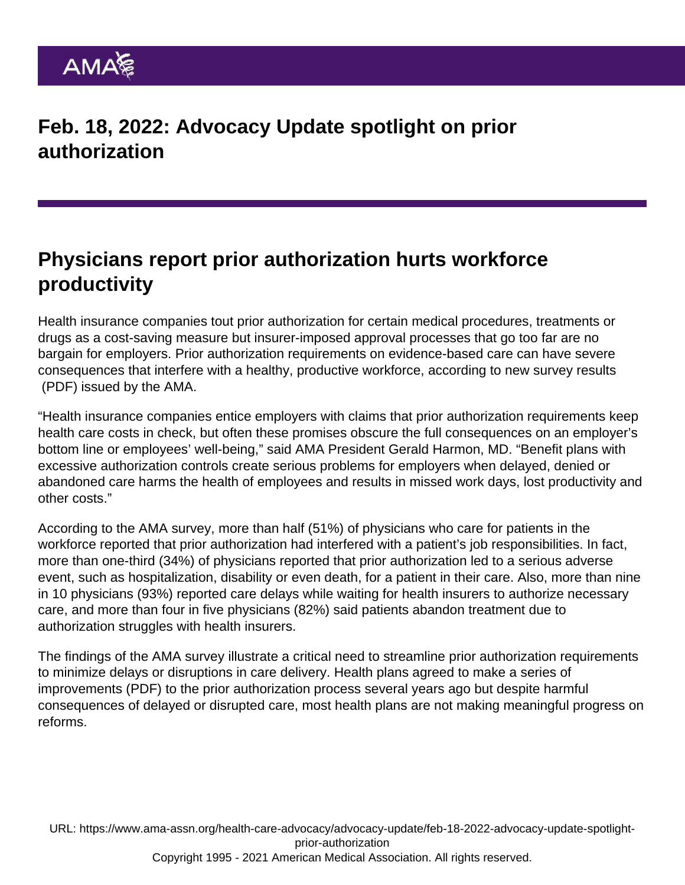# Feb. 18, 2022: Advocacy Update spotlight on prior authorization

## Physicians report prior authorization hurts workforce productivity

Health insurance companies tout prior authorization for certain medical procedures, treatments or drugs as a cost-saving measure but insurer-imposed approval processes that go too far are no bargain for employers. Prior authorization requirements on evidence-based care can have severe consequences that interfere with a healthy, productive workforce, according to new survey results (PDF) issued by the AMA.

"Health insurance companies entice employers with claims that prior authorization requirements keep health care costs in check, but often these promises obscure the full consequences on an employer's bottom line or employees' well-being," said AMA President Gerald Harmon, MD. "Benefit plans with excessive authorization controls create serious problems for employers when delayed, denied or abandoned care harms the health of employees and results in missed work days, lost productivity and other costs."

According to the AMA survey, more than half (51%) of physicians who care for patients in the workforce reported that prior authorization had interfered with a patient's job responsibilities. In fact, more than one-third (34%) of physicians reported that prior authorization led to a serious adverse event, such as hospitalization, disability or even death, for a patient in their care. Also, more than nine in 10 physicians (93%) reported care delays while waiting for health insurers to authorize necessary care, and more than four in five physicians (82%) said patients abandon treatment due to authorization struggles with health insurers.

The findings of the AMA survey illustrate a critical need to streamline prior authorization requirements to minimize delays or disruptions in care delivery. Health plans agreed to make a series of improvements (PDF) to the prior authorization process several years ago but despite harmful consequences of delayed or disrupted care, most health plans are not making meaningful progress on reforms.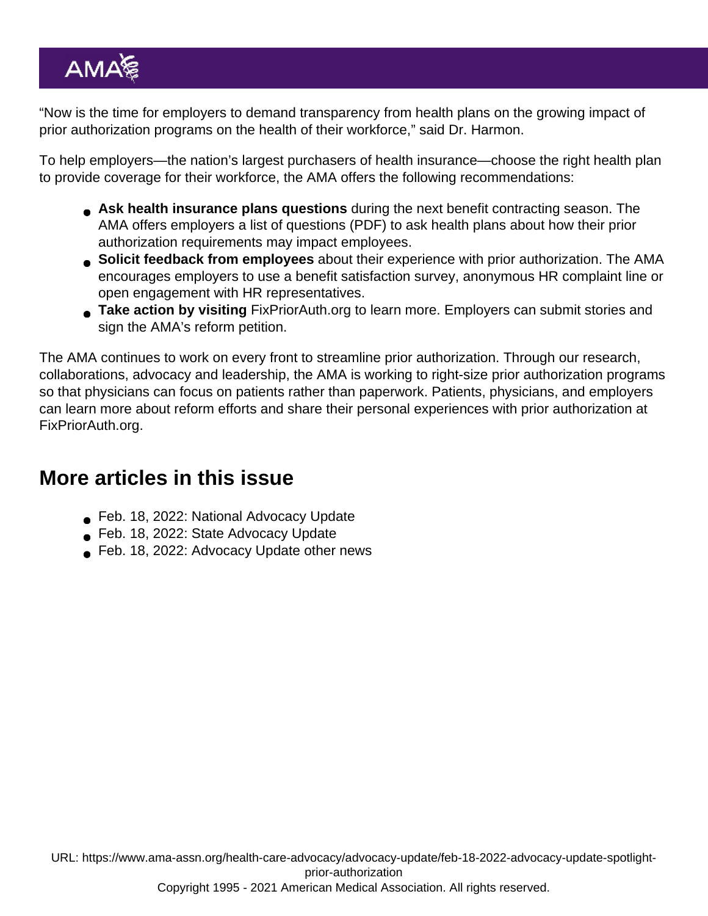"Now is the time for employers to demand transparency from health plans on the growing impact of prior authorization programs on the health of their workforce," said Dr. Harmon.

To help employers—the nation's largest purchasers of health insurance—choose the right health plan to provide coverage for their workforce, the AMA offers the following recommendations:

- **Ask health insurance plans questions** during the next benefit contracting season. The AMA offers employers a list of questions (PDF) to ask health plans about how their prior authorization requirements may impact employees.
- **Solicit feedback from employees** about their experience with prior authorization. The AMA encourages employers to use a benefit satisfaction survey, anonymous HR complaint line or open engagement with HR representatives.
- **Take action by visiting** FixPriorAuth.org to learn more. Employers can submit stories and sign the AMA's reform petition.

The AMA continues to work on every front to streamline prior authorization. Through our research, collaborations, advocacy and leadership, the AMA is working to right-size prior authorization programs so that physicians can focus on patients rather than paperwork. Patients, physicians, and employers can learn more about reform efforts and share their personal experiences with prior authorization at FixPriorAuth.org.

## More articles in this issue

- Feb. 18, 2022: National Advocacy Update
- Feb. 18, 2022: State Advocacy Update
- Feb. 18, 2022: Advocacy Update other news